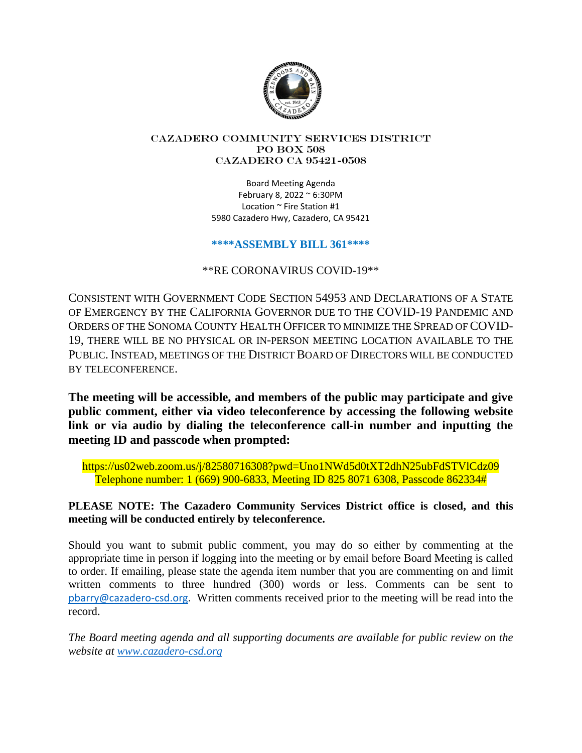# CAZADERO COMMUNITY SERVICES DISTRICT
PO BOX 508
CAZADERO CA 95421-0508

Board Meeting Agenda
February 8, 2022 ~ 6:30PM
Location ~ Fire Station #1
5980 Cazadero Hwy, Cazadero, CA 95421

**\*\*\*\*ASSEMBLY BILL 361\*\*\*\***

\*\*RE CORONAVIRUS COVID-19\*\*

CONSISTENT WITH GOVERNMENT CODE SECTION 54953 AND DECLARATIONS OF A STATE OF EMERGENCY BY THE CALIFORNIA GOVERNOR DUE TO THE COVID-19 PANDEMIC AND ORDERS OF THE SONOMA COUNTY HEALTH OFFICER TO MINIMIZE THE SPREAD OF COVID-19, THERE WILL BE NO PHYSICAL OR IN-PERSON MEETING LOCATION AVAILABLE TO THE PUBLIC. INSTEAD, MEETINGS OF THE DISTRICT BOARD OF DIRECTORS WILL BE CONDUCTED BY TELECONFERENCE.

**The meeting will be accessible, and members of the public may participate and give public comment, either via video teleconference by accessing the following website link or via audio by dialing the teleconference call-in number and inputting the meeting ID and passcode when prompted:**

https://us02web.zoom.us/j/82580716308?pwd=Uno1NWd5d0tXT2dhN25ubFdSTVlCdz09
Telephone number: 1 (669) 900-6833, Meeting ID 825 8071 6308, Passcode 862334#

**PLEASE NOTE: The Cazadero Community Services District office is closed, and this meeting will be conducted entirely by teleconference.**

Should you want to submit public comment, you may do so either by commenting at the appropriate time in person if logging into the meeting or by email before Board Meeting is called to order. If emailing, please state the agenda item number that you are commenting on and limit written comments to three hundred (300) words or less. Comments can be sent to pbarry@cazadero-csd.org. Written comments received prior to the meeting will be read into the record.

*The Board meeting agenda and all supporting documents are available for public review on the website at www.cazadero-csd.org*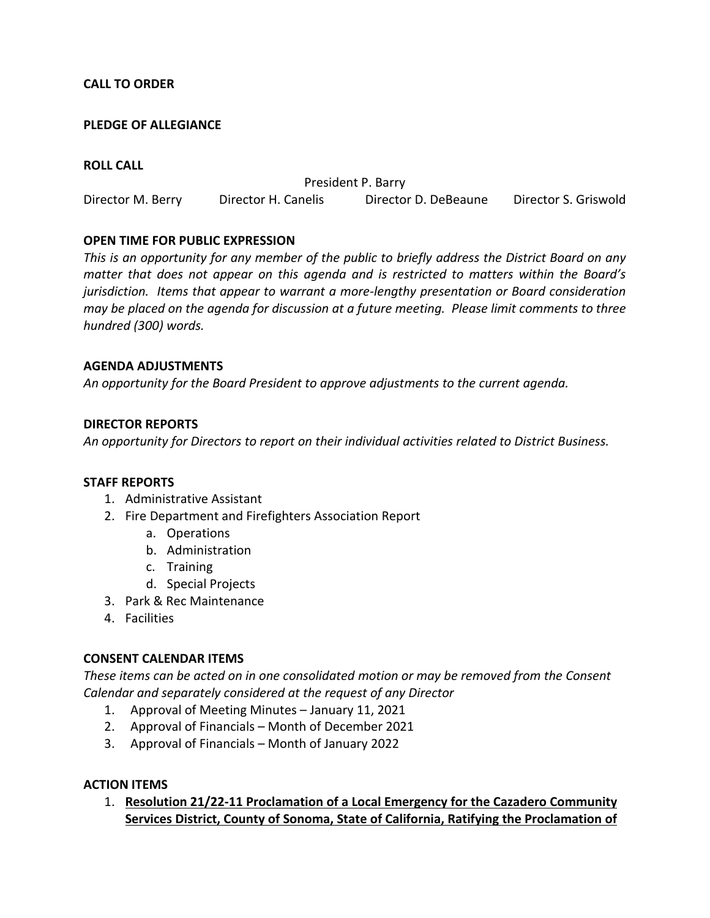**CALL TO ORDER**

**PLEDGE OF ALLEGIANCE**

**ROLL CALL**

President P. Barry

Director M. Berry    Director H. Canelis    Director D. DeBeaune    Director S. Griswold

**OPEN TIME FOR PUBLIC EXPRESSION**

*This is an opportunity for any member of the public to briefly address the District Board on any matter that does not appear on this agenda and is restricted to matters within the Board's jurisdiction. Items that appear to warrant a more-lengthy presentation or Board consideration may be placed on the agenda for discussion at a future meeting. Please limit comments to three hundred (300) words.*

**AGENDA ADJUSTMENTS**

*An opportunity for the Board President to approve adjustments to the current agenda.*

**DIRECTOR REPORTS**

*An opportunity for Directors to report on their individual activities related to District Business.*

**STAFF REPORTS**

1. Administrative Assistant
2. Fire Department and Firefighters Association Report
   a. Operations
   b. Administration
   c. Training
   d. Special Projects
3. Park & Rec Maintenance
4. Facilities

**CONSENT CALENDAR ITEMS**

*These items can be acted on in one consolidated motion or may be removed from the Consent Calendar and separately considered at the request of any Director*

1. Approval of Meeting Minutes – January 11, 2021
2. Approval of Financials – Month of December 2021
3. Approval of Financials – Month of January 2022

**ACTION ITEMS**

1. **<u>Resolution 21/22-11 Proclamation of a Local Emergency for the Cazadero Community Services District, County of Sonoma, State of California, Ratifying the Proclamation of</u>**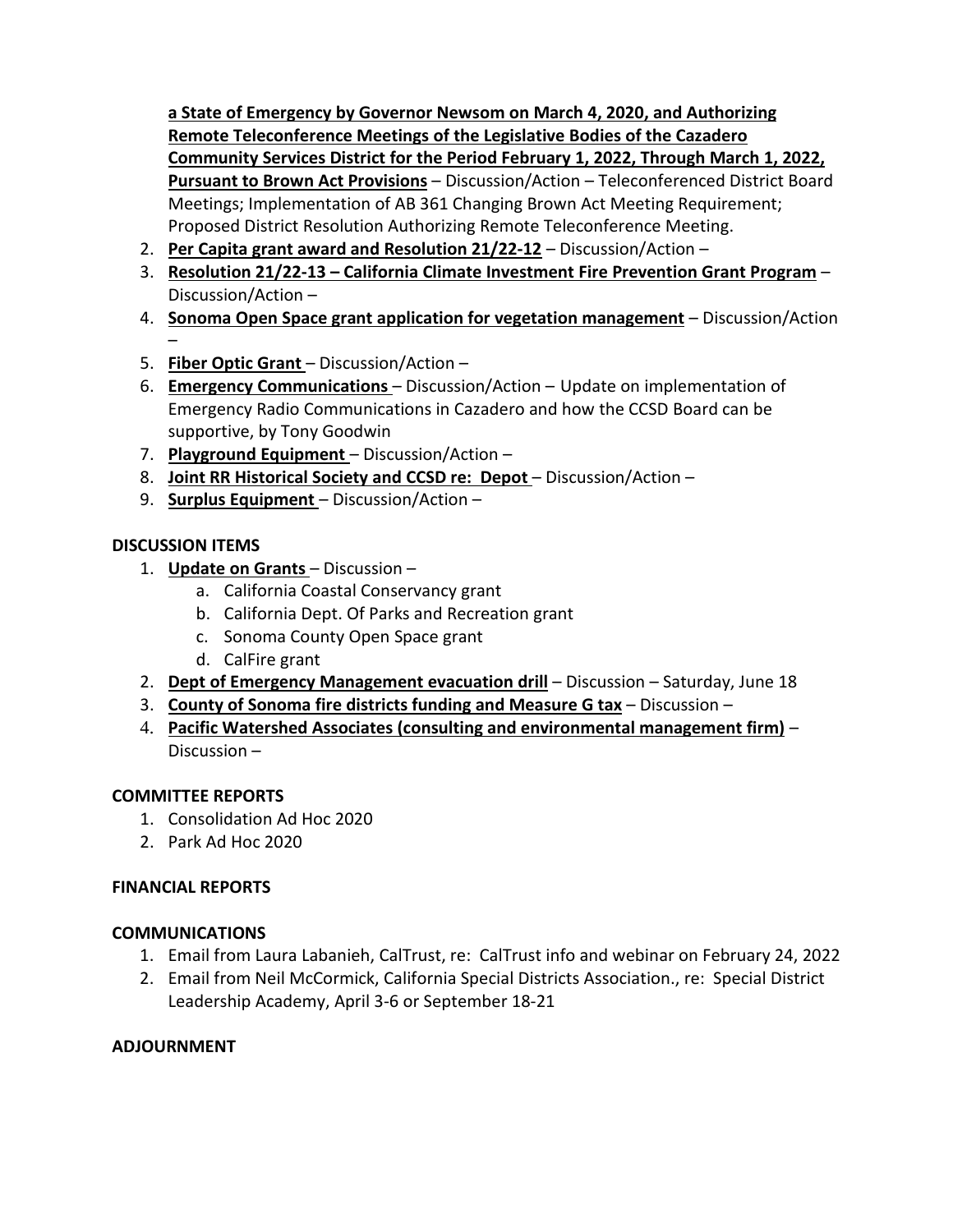**a State of Emergency by Governor Newsom on March 4, 2020, and Authorizing Remote Teleconference Meetings of the Legislative Bodies of the Cazadero Community Services District for the Period February 1, 2022, Through March 1, 2022, Pursuant to Brown Act Provisions** – Discussion/Action – Teleconferenced District Board Meetings; Implementation of AB 361 Changing Brown Act Meeting Requirement; Proposed District Resolution Authorizing Remote Teleconference Meeting.

2. **Per Capita grant award and Resolution 21/22-12** – Discussion/Action –
3. **Resolution 21/22-13 – California Climate Investment Fire Prevention Grant Program** – Discussion/Action –
4. **Sonoma Open Space grant application for vegetation management** – Discussion/Action –
5. **Fiber Optic Grant** – Discussion/Action –
6. **Emergency Communications** – Discussion/Action – Update on implementation of Emergency Radio Communications in Cazadero and how the CCSD Board can be supportive, by Tony Goodwin
7. **Playground Equipment** – Discussion/Action –
8. **Joint RR Historical Society and CCSD re: Depot** – Discussion/Action –
9. **Surplus Equipment** – Discussion/Action –

**DISCUSSION ITEMS**

1. **Update on Grants** – Discussion –
   a. California Coastal Conservancy grant
   b. California Dept. Of Parks and Recreation grant
   c. Sonoma County Open Space grant
   d. CalFire grant
2. **Dept of Emergency Management evacuation drill** – Discussion – Saturday, June 18
3. **County of Sonoma fire districts funding and Measure G tax** – Discussion –
4. **Pacific Watershed Associates (consulting and environmental management firm)** – Discussion –

**COMMITTEE REPORTS**

1. Consolidation Ad Hoc 2020
2. Park Ad Hoc 2020

**FINANCIAL REPORTS**

**COMMUNICATIONS**

1. Email from Laura Labanieh, CalTrust, re: CalTrust info and webinar on February 24, 2022
2. Email from Neil McCormick, California Special Districts Association., re: Special District Leadership Academy, April 3-6 or September 18-21

**ADJOURNMENT**